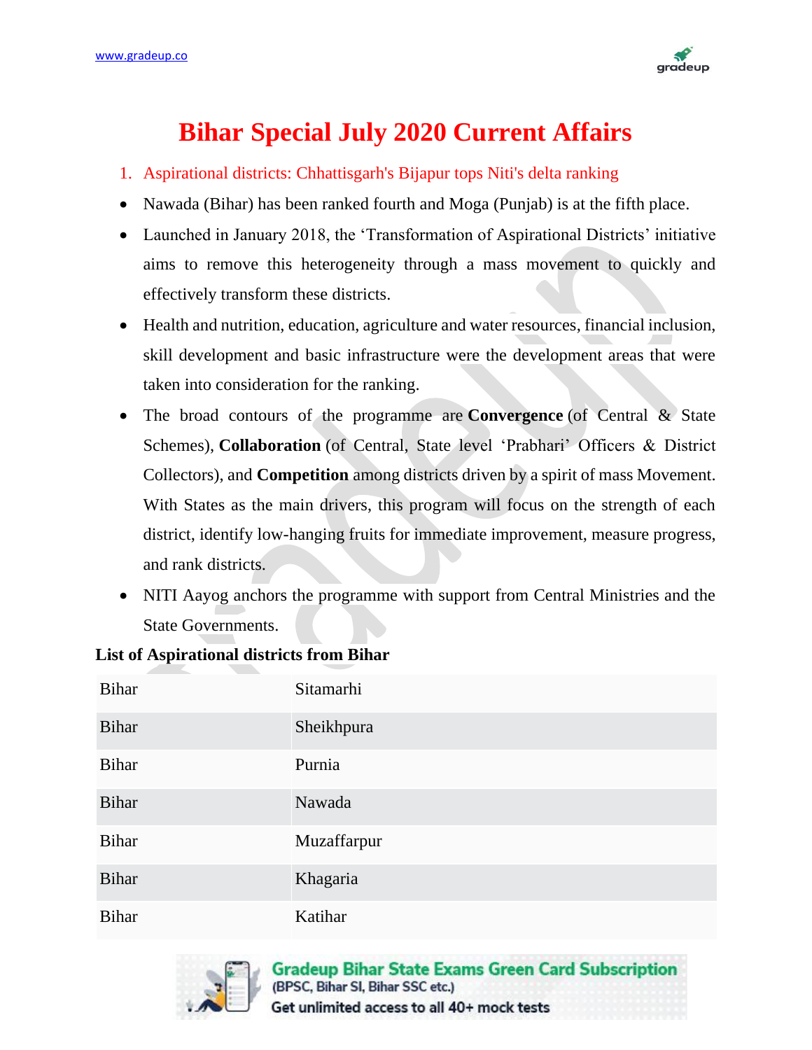# Bihar Special July 2020 Current Affairs

1. Aspirational districts: Chhattisgarh's Bijapur tops Niti's delta ranking

- Nawada (Bihar) has been ranked fourth and Moga (Punjab) is at the fifth place.
- Launched in January 2018, the 'Transformation of Aspirational Districts' initiative aims to remove this heterogeneity through a mass movement to quickly and effectively transform these districts.
- Health and nutrition, education, agriculture and water resources, financial inclusion, skill development and basic infrastructure were the development areas that were taken into consideration for the ranking.
- The broad contours of the programme are **Convergence** (of Central & State Schemes), **Collaboration** (of Central, State level 'Prabhari' Officers & District Collectors), and **Competition** among districts driven by a spirit of mass Movement. With States as the main drivers, this program will focus on the strength of each district, identify low-hanging fruits for immediate improvement, measure progress, and rank districts.
- NITI Aayog anchors the programme with support from Central Ministries and the State Governments.

**List of Aspirational districts from Bihar**

| | |
|---|---|
| Bihar | Sitamarhi |
| Bihar | Sheikhpura |
| Bihar | Purnia |
| Bihar | Nawada |
| Bihar | Muzaffarpur |
| Bihar | Khagaria |
| Bihar | Katihar |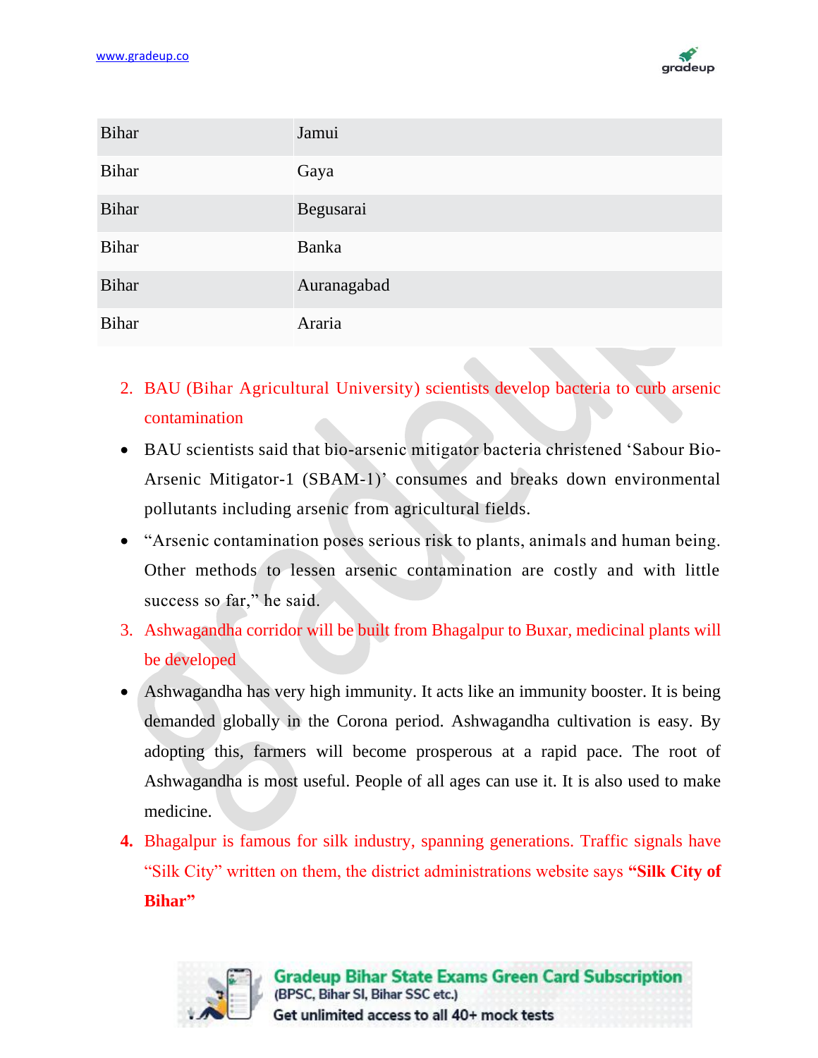| | |
|---|---|
| Bihar | Jamui |
| Bihar | Gaya |
| Bihar | Begusarai |
| Bihar | Banka |
| Bihar | Auranagabad |
| Bihar | Araria |

2. BAU (Bihar Agricultural University) scientists develop bacteria to curb arsenic contamination

- BAU scientists said that bio-arsenic mitigator bacteria christened 'Sabour Bio-Arsenic Mitigator-1 (SBAM-1)' consumes and breaks down environmental pollutants including arsenic from agricultural fields.
- "Arsenic contamination poses serious risk to plants, animals and human being. Other methods to lessen arsenic contamination are costly and with little success so far," he said.

3. Ashwagandha corridor will be built from Bhagalpur to Buxar, medicinal plants will be developed

- Ashwagandha has very high immunity. It acts like an immunity booster. It is being demanded globally in the Corona period. Ashwagandha cultivation is easy. By adopting this, farmers will become prosperous at a rapid pace. The root of Ashwagandha is most useful. People of all ages can use it. It is also used to make medicine.

4. Bhagalpur is famous for silk industry, spanning generations. Traffic signals have "Silk City" written on them, the district administrations website says **"Silk City of Bihar"**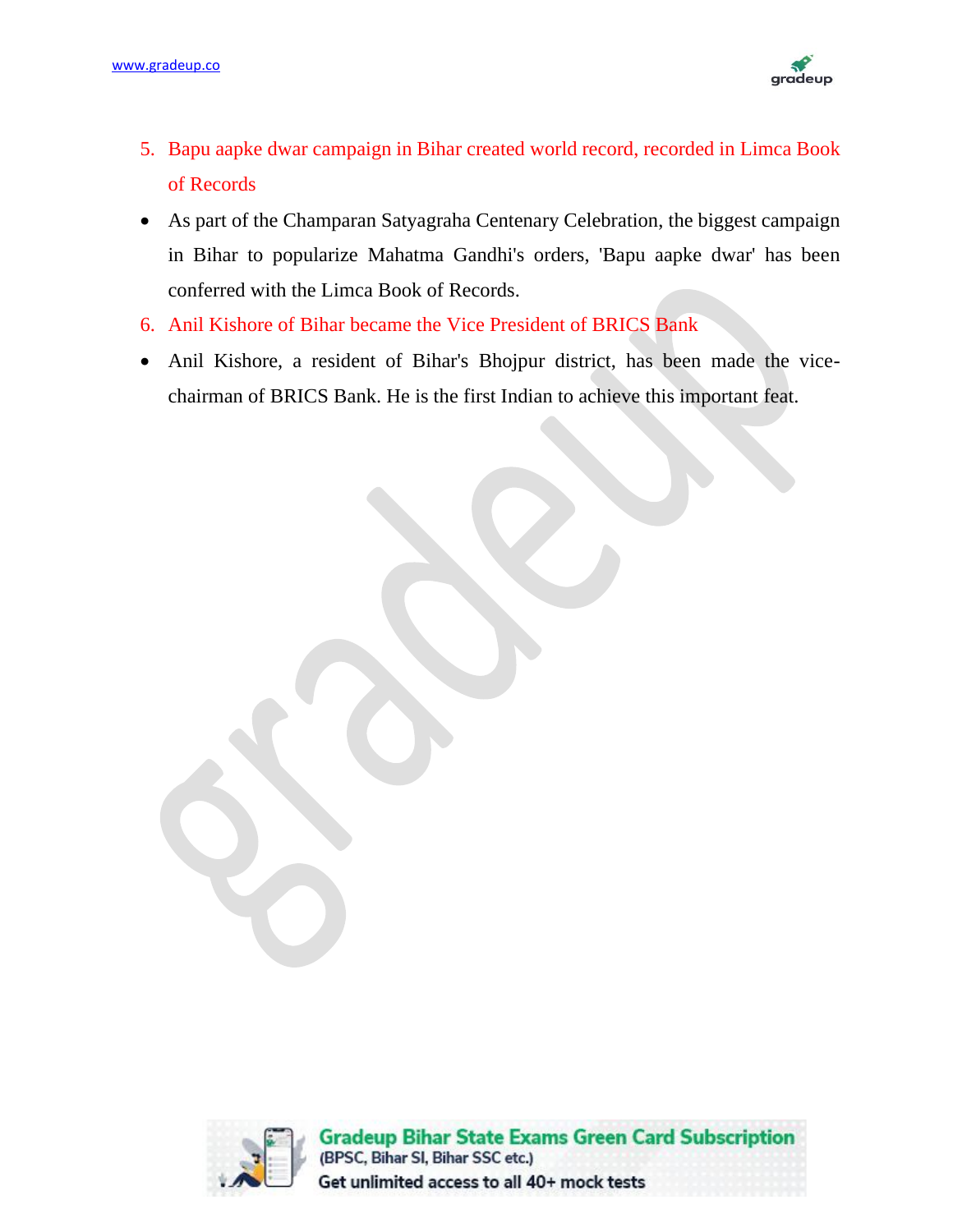5. Bapu aapke dwar campaign in Bihar created world record, recorded in Limca Book of Records

- As part of the Champaran Satyagraha Centenary Celebration, the biggest campaign in Bihar to popularize Mahatma Gandhi's orders, 'Bapu aapke dwar' has been conferred with the Limca Book of Records.

6. Anil Kishore of Bihar became the Vice President of BRICS Bank

- Anil Kishore, a resident of Bihar's Bhojpur district, has been made the vice-chairman of BRICS Bank. He is the first Indian to achieve this important feat.

Gradeup Bihar State Exams Green Card Subscription
(BPSC, Bihar SI, Bihar SSC etc.)
Get unlimited access to all 40+ mock tests